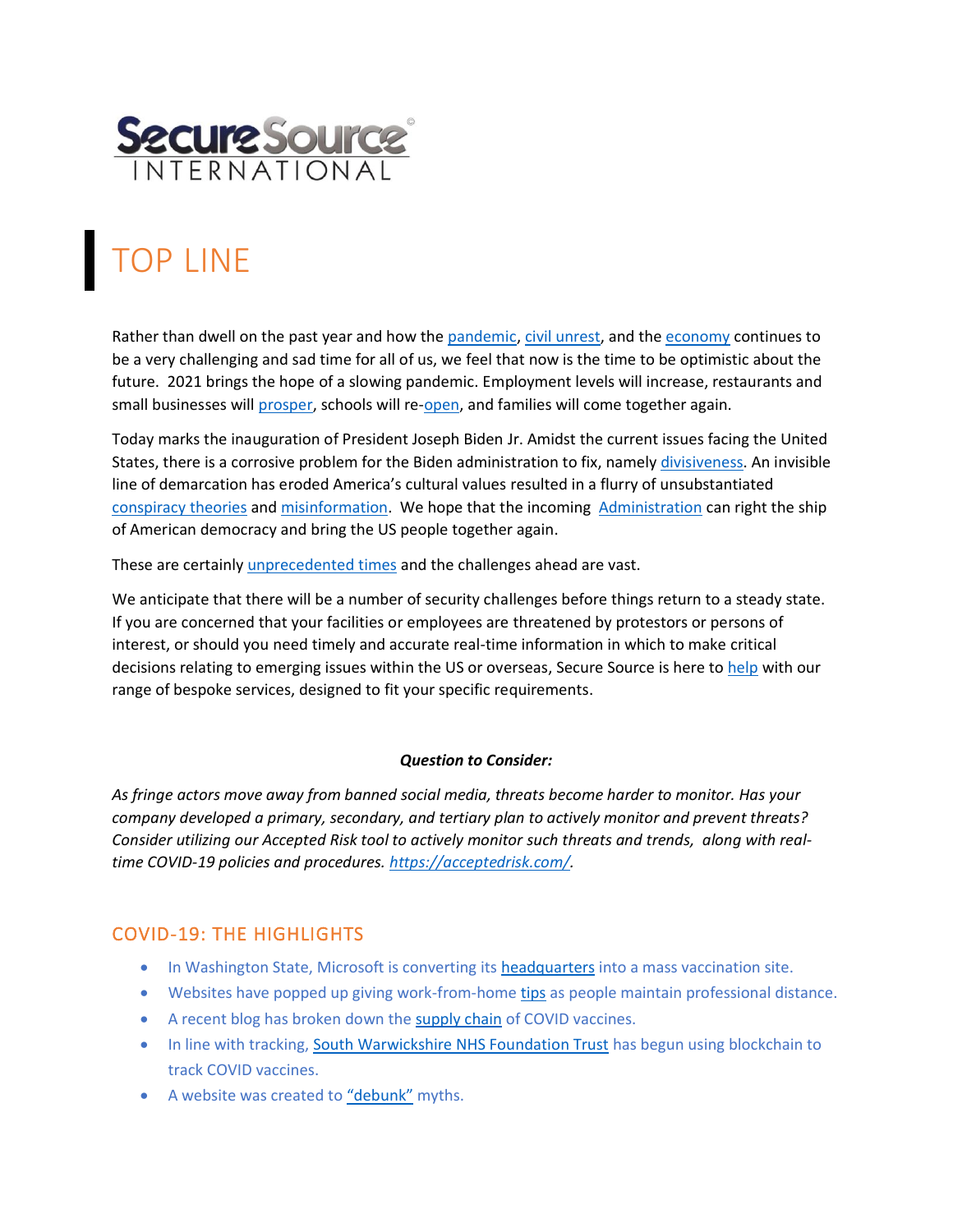SecureSource© INTERNATIONAL

# TOP LINE

Rather than dwell on the past year and how the pandemic, civil unrest, and the economy continues to be a very challenging and sad time for all of us, we feel that now is the time to be optimistic about the future. 2021 brings the hope of a slowing pandemic. Employment levels will increase, restaurants and small businesses will prosper, schools will re-open, and families will come together again.

Today marks the inauguration of President Joseph Biden Jr. Amidst the current issues facing the United States, there is a corrosive problem for the Biden administration to fix, namely divisiveness. An invisible line of demarcation has eroded America's cultural values resulted in a flurry of unsubstantiated conspiracy theories and misinformation. We hope that the incoming Administration can right the ship of American democracy and bring the US people together again.

These are certainly unprecedented times and the challenges ahead are vast.

We anticipate that there will be a number of security challenges before things return to a steady state. If you are concerned that your facilities or employees are threatened by protestors or persons of interest, or should you need timely and accurate real-time information in which to make critical decisions relating to emerging issues within the US or overseas, Secure Source is here to help with our range of bespoke services, designed to fit your specific requirements.

***Question to Consider:***

*As fringe actors move away from banned social media, threats become harder to monitor. Has your company developed a primary, secondary, and tertiary plan to actively monitor and prevent threats? Consider utilizing our Accepted Risk tool to actively monitor such threats and trends, along with real-time COVID-19 policies and procedures. https://acceptedrisk.com/.*

## COVID-19: THE HIGHLIGHTS

- In Washington State, Microsoft is converting its headquarters into a mass vaccination site.
- Websites have popped up giving work-from-home tips as people maintain professional distance.
- A recent blog has broken down the supply chain of COVID vaccines.
- In line with tracking, South Warwickshire NHS Foundation Trust has begun using blockchain to track COVID vaccines.
- A website was created to "debunk" myths.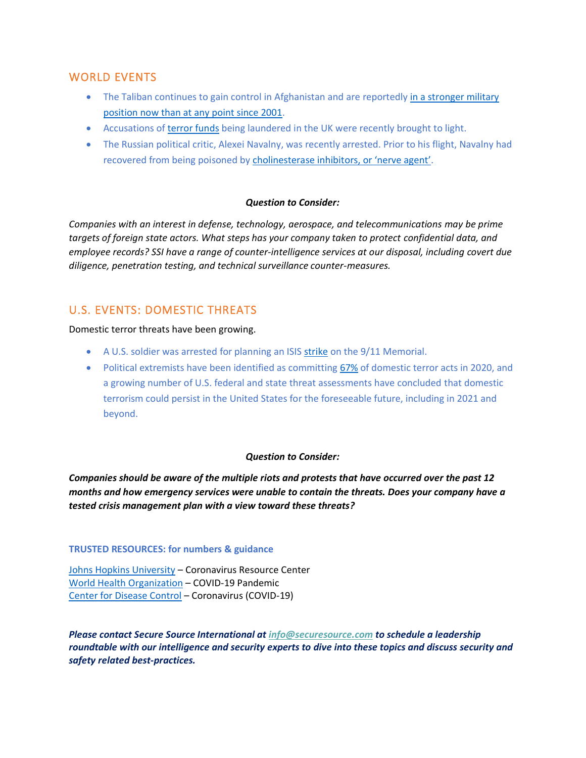## WORLD EVENTS

- The Taliban continues to gain control in Afghanistan and are reportedly in a stronger military position now than at any point since 2001.
- Accusations of terror funds being laundered in the UK were recently brought to light.
- The Russian political critic, Alexei Navalny, was recently arrested. Prior to his flight, Navalny had recovered from being poisoned by cholinesterase inhibitors, or 'nerve agent'.

***Question to Consider:***

*Companies with an interest in defense, technology, aerospace, and telecommunications may be prime targets of foreign state actors. What steps has your company taken to protect confidential data, and employee records? SSI have a range of counter-intelligence services at our disposal, including covert due diligence, penetration testing, and technical surveillance counter-measures.*

## U.S. EVENTS: DOMESTIC THREATS

Domestic terror threats have been growing.

- A U.S. soldier was arrested for planning an ISIS strike on the 9/11 Memorial.
- Political extremists have been identified as committing 67% of domestic terror acts in 2020, and a growing number of U.S. federal and state threat assessments have concluded that domestic terrorism could persist in the United States for the foreseeable future, including in 2021 and beyond.

***Question to Consider:***

***Companies should be aware of the multiple riots and protests that have occurred over the past 12 months and how emergency services were unable to contain the threats. Does your company have a tested crisis management plan with a view toward these threats?***

**TRUSTED RESOURCES: for numbers & guidance**

Johns Hopkins University – Coronavirus Resource Center
World Health Organization – COVID-19 Pandemic
Center for Disease Control – Coronavirus (COVID-19)

***Please contact Secure Source International at info@securesource.com to schedule a leadership roundtable with our intelligence and security experts to dive into these topics and discuss security and safety related best-practices.***